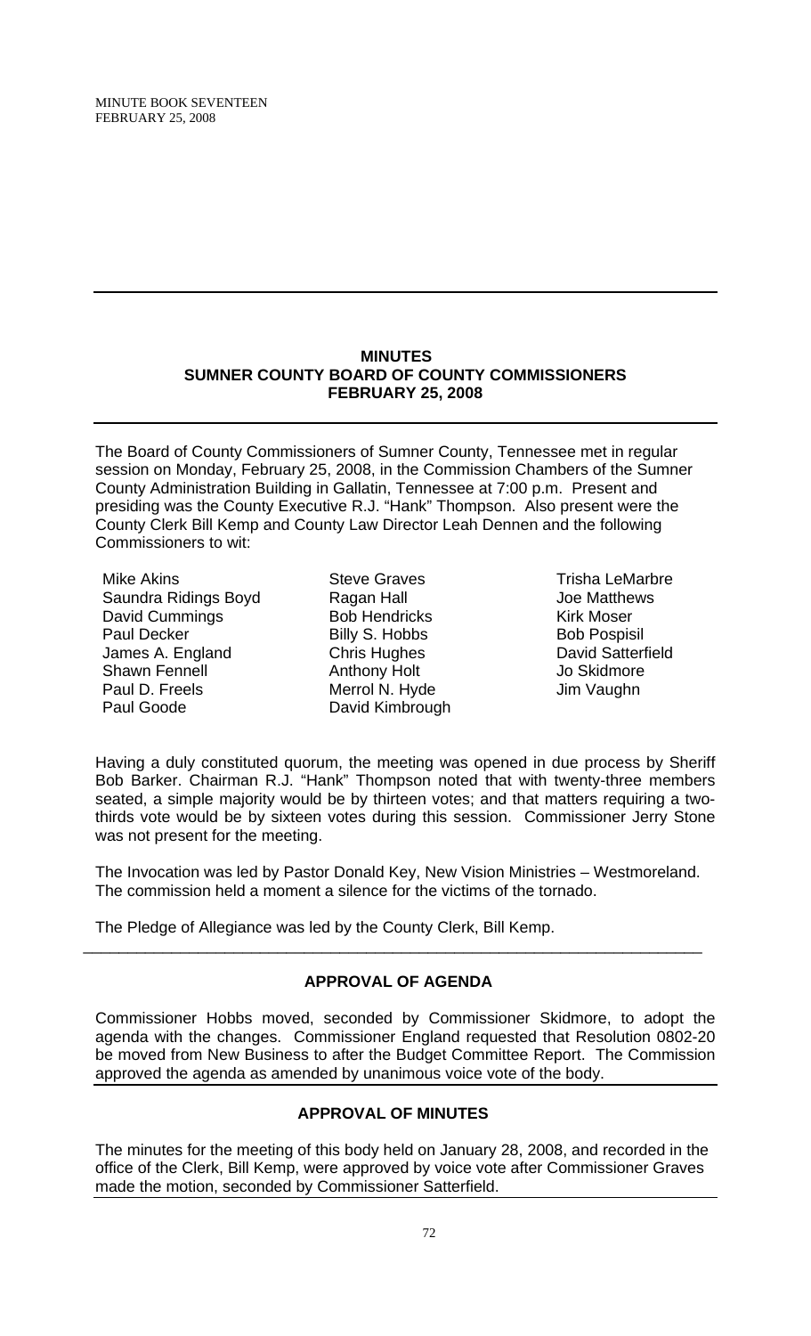# MINUTES
## SUMNER COUNTY BOARD OF COUNTY COMMISSIONERS
## FEBRUARY 25, 2008

The Board of County Commissioners of Sumner County, Tennessee met in regular session on Monday, February 25, 2008, in the Commission Chambers of the Sumner County Administration Building in Gallatin, Tennessee at 7:00 p.m. Present and presiding was the County Executive R.J. "Hank" Thompson. Also present were the County Clerk Bill Kemp and County Law Director Leah Dennen and the following Commissioners to wit:

Mike Akins
Saundra Ridings Boyd
David Cummings
Paul Decker
James A. England
Shawn Fennell
Paul D. Freels
Paul Goode
Steve Graves
Ragan Hall
Bob Hendricks
Billy S. Hobbs
Chris Hughes
Anthony Holt
Merrol N. Hyde
David Kimbrough
Trisha LeMarbre
Joe Matthews
Kirk Moser
Bob Pospisil
David Satterfield
Jo Skidmore
Jim Vaughn

Having a duly constituted quorum, the meeting was opened in due process by Sheriff Bob Barker. Chairman R.J. "Hank" Thompson noted that with twenty-three members seated, a simple majority would be by thirteen votes; and that matters requiring a two-thirds vote would be by sixteen votes during this session. Commissioner Jerry Stone was not present for the meeting.

The Invocation was led by Pastor Donald Key, New Vision Ministries – Westmoreland. The commission held a moment a silence for the victims of the tornado.

The Pledge of Allegiance was led by the County Clerk, Bill Kemp.

---

### APPROVAL OF AGENDA

Commissioner Hobbs moved, seconded by Commissioner Skidmore, to adopt the agenda with the changes. Commissioner England requested that Resolution 0802-20 be moved from New Business to after the Budget Committee Report. The Commission approved the agenda as amended by unanimous voice vote of the body.

### APPROVAL OF MINUTES

The minutes for the meeting of this body held on January 28, 2008, and recorded in the office of the Clerk, Bill Kemp, were approved by voice vote after Commissioner Graves made the motion, seconded by Commissioner Satterfield.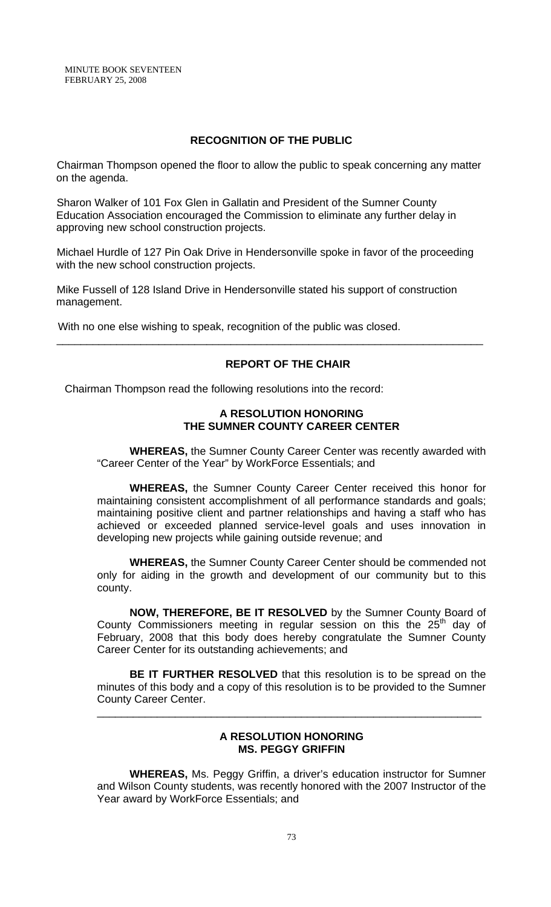## RECOGNITION OF THE PUBLIC

Chairman Thompson opened the floor to allow the public to speak concerning any matter on the agenda.

Sharon Walker of 101 Fox Glen in Gallatin and President of the Sumner County Education Association encouraged the Commission to eliminate any further delay in approving new school construction projects.

Michael Hurdle of 127 Pin Oak Drive in Hendersonville spoke in favor of the proceeding with the new school construction projects.

Mike Fussell of 128 Island Drive in Hendersonville stated his support of construction management.

With no one else wishing to speak, recognition of the public was closed.

---

## REPORT OF THE CHAIR

Chairman Thompson read the following resolutions into the record:

### A RESOLUTION HONORING THE SUMNER COUNTY CAREER CENTER

**WHEREAS,** the Sumner County Career Center was recently awarded with "Career Center of the Year" by WorkForce Essentials; and

**WHEREAS,** the Sumner County Career Center received this honor for maintaining consistent accomplishment of all performance standards and goals; maintaining positive client and partner relationships and having a staff who has achieved or exceeded planned service-level goals and uses innovation in developing new projects while gaining outside revenue; and

**WHEREAS,** the Sumner County Career Center should be commended not only for aiding in the growth and development of our community but to this county.

**NOW, THEREFORE, BE IT RESOLVED** by the Sumner County Board of County Commissioners meeting in regular session on this the 25th day of February, 2008 that this body does hereby congratulate the Sumner County Career Center for its outstanding achievements; and

**BE IT FURTHER RESOLVED** that this resolution is to be spread on the minutes of this body and a copy of this resolution is to be provided to the Sumner County Career Center.

---

### A RESOLUTION HONORING MS. PEGGY GRIFFIN

**WHEREAS,** Ms. Peggy Griffin, a driver's education instructor for Sumner and Wilson County students, was recently honored with the 2007 Instructor of the Year award by WorkForce Essentials; and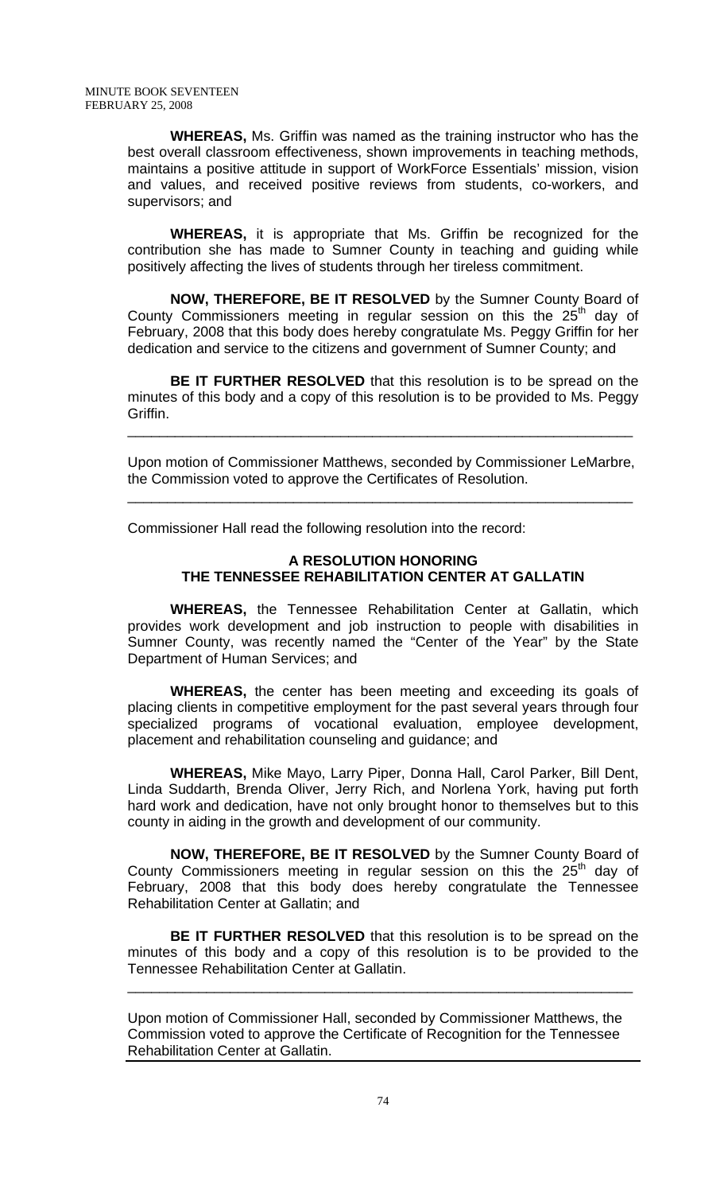**WHEREAS,** Ms. Griffin was named as the training instructor who has the best overall classroom effectiveness, shown improvements in teaching methods, maintains a positive attitude in support of WorkForce Essentials' mission, vision and values, and received positive reviews from students, co-workers, and supervisors; and

**WHEREAS,** it is appropriate that Ms. Griffin be recognized for the contribution she has made to Sumner County in teaching and guiding while positively affecting the lives of students through her tireless commitment.

**NOW, THEREFORE, BE IT RESOLVED** by the Sumner County Board of County Commissioners meeting in regular session on this the 25th day of February, 2008 that this body does hereby congratulate Ms. Peggy Griffin for her dedication and service to the citizens and government of Sumner County; and

**BE IT FURTHER RESOLVED** that this resolution is to be spread on the minutes of this body and a copy of this resolution is to be provided to Ms. Peggy Griffin.

---

Upon motion of Commissioner Matthews, seconded by Commissioner LeMarbre, the Commission voted to approve the Certificates of Resolution.

---

Commissioner Hall read the following resolution into the record:

**A RESOLUTION HONORING**
**THE TENNESSEE REHABILITATION CENTER AT GALLATIN**

**WHEREAS,** the Tennessee Rehabilitation Center at Gallatin, which provides work development and job instruction to people with disabilities in Sumner County, was recently named the "Center of the Year" by the State Department of Human Services; and

**WHEREAS,** the center has been meeting and exceeding its goals of placing clients in competitive employment for the past several years through four specialized programs of vocational evaluation, employee development, placement and rehabilitation counseling and guidance; and

**WHEREAS,** Mike Mayo, Larry Piper, Donna Hall, Carol Parker, Bill Dent, Linda Suddarth, Brenda Oliver, Jerry Rich, and Norlena York, having put forth hard work and dedication, have not only brought honor to themselves but to this county in aiding in the growth and development of our community.

**NOW, THEREFORE, BE IT RESOLVED** by the Sumner County Board of County Commissioners meeting in regular session on this the 25th day of February, 2008 that this body does hereby congratulate the Tennessee Rehabilitation Center at Gallatin; and

**BE IT FURTHER RESOLVED** that this resolution is to be spread on the minutes of this body and a copy of this resolution is to be provided to the Tennessee Rehabilitation Center at Gallatin.

---

Upon motion of Commissioner Hall, seconded by Commissioner Matthews, the Commission voted to approve the Certificate of Recognition for the Tennessee Rehabilitation Center at Gallatin.

---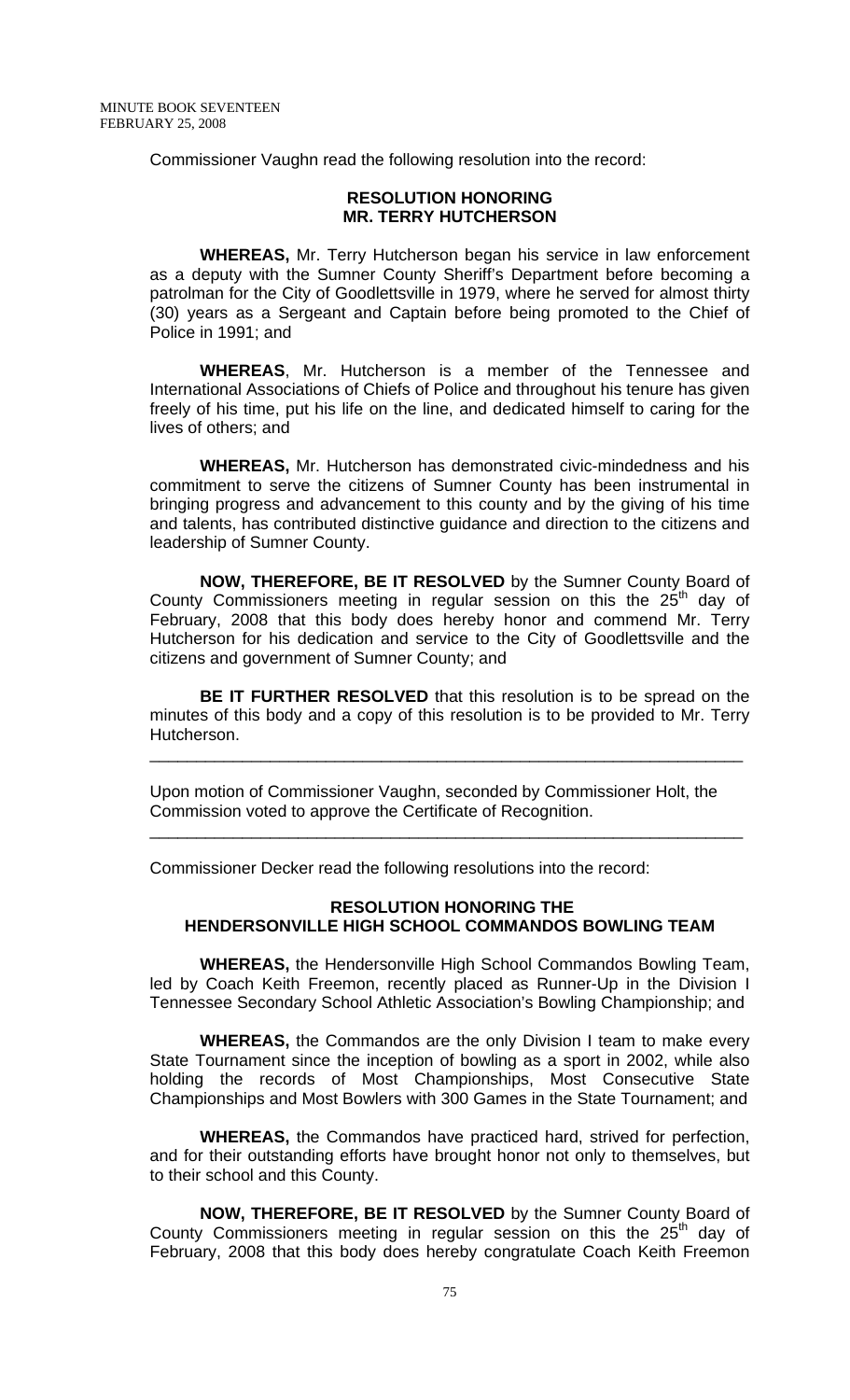Commissioner Vaughn read the following resolution into the record:

**RESOLUTION HONORING**
**MR. TERRY HUTCHERSON**

**WHEREAS,** Mr. Terry Hutcherson began his service in law enforcement as a deputy with the Sumner County Sheriff's Department before becoming a patrolman for the City of Goodlettsville in 1979, where he served for almost thirty (30) years as a Sergeant and Captain before being promoted to the Chief of Police in 1991; and

**WHEREAS**, Mr. Hutcherson is a member of the Tennessee and International Associations of Chiefs of Police and throughout his tenure has given freely of his time, put his life on the line, and dedicated himself to caring for the lives of others; and

**WHEREAS,** Mr. Hutcherson has demonstrated civic-mindedness and his commitment to serve the citizens of Sumner County has been instrumental in bringing progress and advancement to this county and by the giving of his time and talents, has contributed distinctive guidance and direction to the citizens and leadership of Sumner County.

**NOW, THEREFORE, BE IT RESOLVED** by the Sumner County Board of County Commissioners meeting in regular session on this the 25th day of February, 2008 that this body does hereby honor and commend Mr. Terry Hutcherson for his dedication and service to the City of Goodlettsville and the citizens and government of Sumner County; and

**BE IT FURTHER RESOLVED** that this resolution is to be spread on the minutes of this body and a copy of this resolution is to be provided to Mr. Terry Hutcherson.

---

Upon motion of Commissioner Vaughn, seconded by Commissioner Holt, the Commission voted to approve the Certificate of Recognition.

---

Commissioner Decker read the following resolutions into the record:

**RESOLUTION HONORING THE**
**HENDERSONVILLE HIGH SCHOOL COMMANDOS BOWLING TEAM**

**WHEREAS,** the Hendersonville High School Commandos Bowling Team, led by Coach Keith Freemon, recently placed as Runner-Up in the Division I Tennessee Secondary School Athletic Association's Bowling Championship; and

**WHEREAS,** the Commandos are the only Division I team to make every State Tournament since the inception of bowling as a sport in 2002, while also holding the records of Most Championships, Most Consecutive State Championships and Most Bowlers with 300 Games in the State Tournament; and

**WHEREAS,** the Commandos have practiced hard, strived for perfection, and for their outstanding efforts have brought honor not only to themselves, but to their school and this County.

**NOW, THEREFORE, BE IT RESOLVED** by the Sumner County Board of County Commissioners meeting in regular session on this the 25th day of February, 2008 that this body does hereby congratulate Coach Keith Freemon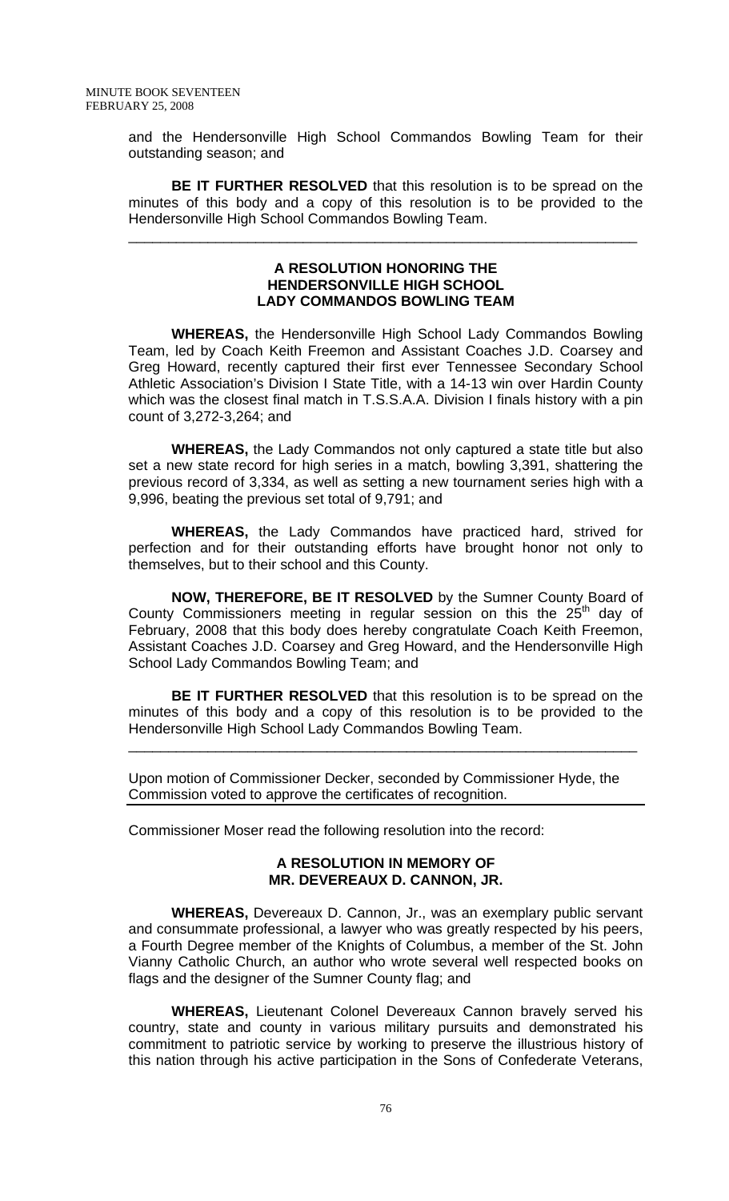and the Hendersonville High School Commandos Bowling Team for their outstanding season; and

**BE IT FURTHER RESOLVED** that this resolution is to be spread on the minutes of this body and a copy of this resolution is to be provided to the Hendersonville High School Commandos Bowling Team.

---

**A RESOLUTION HONORING THE HENDERSONVILLE HIGH SCHOOL LADY COMMANDOS BOWLING TEAM**

**WHEREAS,** the Hendersonville High School Lady Commandos Bowling Team, led by Coach Keith Freemon and Assistant Coaches J.D. Coarsey and Greg Howard, recently captured their first ever Tennessee Secondary School Athletic Association's Division I State Title, with a 14-13 win over Hardin County which was the closest final match in T.S.S.A.A. Division I finals history with a pin count of 3,272-3,264; and

**WHEREAS,** the Lady Commandos not only captured a state title but also set a new state record for high series in a match, bowling 3,391, shattering the previous record of 3,334, as well as setting a new tournament series high with a 9,996, beating the previous set total of 9,791; and

**WHEREAS,** the Lady Commandos have practiced hard, strived for perfection and for their outstanding efforts have brought honor not only to themselves, but to their school and this County.

**NOW, THEREFORE, BE IT RESOLVED** by the Sumner County Board of County Commissioners meeting in regular session on this the 25th day of February, 2008 that this body does hereby congratulate Coach Keith Freemon, Assistant Coaches J.D. Coarsey and Greg Howard, and the Hendersonville High School Lady Commandos Bowling Team; and

**BE IT FURTHER RESOLVED** that this resolution is to be spread on the minutes of this body and a copy of this resolution is to be provided to the Hendersonville High School Lady Commandos Bowling Team.

---

Upon motion of Commissioner Decker, seconded by Commissioner Hyde, the Commission voted to approve the certificates of recognition.

---

Commissioner Moser read the following resolution into the record:

**A RESOLUTION IN MEMORY OF MR. DEVEREAUX D. CANNON, JR.**

**WHEREAS,** Devereaux D. Cannon, Jr., was an exemplary public servant and consummate professional, a lawyer who was greatly respected by his peers, a Fourth Degree member of the Knights of Columbus, a member of the St. John Vianny Catholic Church, an author who wrote several well respected books on flags and the designer of the Sumner County flag; and

**WHEREAS,** Lieutenant Colonel Devereaux Cannon bravely served his country, state and county in various military pursuits and demonstrated his commitment to patriotic service by working to preserve the illustrious history of this nation through his active participation in the Sons of Confederate Veterans,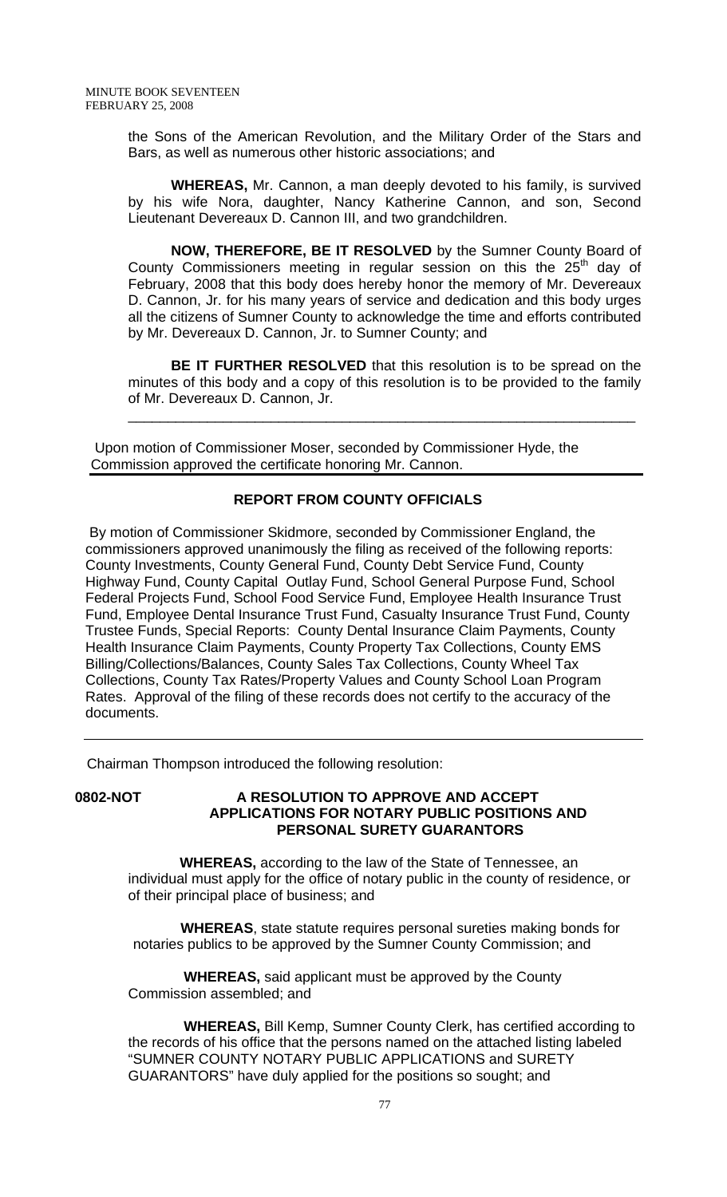the Sons of the American Revolution, and the Military Order of the Stars and Bars, as well as numerous other historic associations; and

**WHEREAS,** Mr. Cannon, a man deeply devoted to his family, is survived by his wife Nora, daughter, Nancy Katherine Cannon, and son, Second Lieutenant Devereaux D. Cannon III, and two grandchildren.

**NOW, THEREFORE, BE IT RESOLVED** by the Sumner County Board of County Commissioners meeting in regular session on this the 25th day of February, 2008 that this body does hereby honor the memory of Mr. Devereaux D. Cannon, Jr. for his many years of service and dedication and this body urges all the citizens of Sumner County to acknowledge the time and efforts contributed by Mr. Devereaux D. Cannon, Jr. to Sumner County; and

**BE IT FURTHER RESOLVED** that this resolution is to be spread on the minutes of this body and a copy of this resolution is to be provided to the family of Mr. Devereaux D. Cannon, Jr.

---

Upon motion of Commissioner Moser, seconded by Commissioner Hyde, the Commission approved the certificate honoring Mr. Cannon.

---

## REPORT FROM COUNTY OFFICIALS

By motion of Commissioner Skidmore, seconded by Commissioner England, the commissioners approved unanimously the filing as received of the following reports: County Investments, County General Fund, County Debt Service Fund, County Highway Fund, County Capital Outlay Fund, School General Purpose Fund, School Federal Projects Fund, School Food Service Fund, Employee Health Insurance Trust Fund, Employee Dental Insurance Trust Fund, Casualty Insurance Trust Fund, County Trustee Funds, Special Reports: County Dental Insurance Claim Payments, County Health Insurance Claim Payments, County Property Tax Collections, County EMS Billing/Collections/Balances, County Sales Tax Collections, County Wheel Tax Collections, County Tax Rates/Property Values and County School Loan Program Rates. Approval of the filing of these records does not certify to the accuracy of the documents.

---

Chairman Thompson introduced the following resolution:

**0802-NOT** **A RESOLUTION TO APPROVE AND ACCEPT APPLICATIONS FOR NOTARY PUBLIC POSITIONS AND PERSONAL SURETY GUARANTORS**

**WHEREAS,** according to the law of the State of Tennessee, an individual must apply for the office of notary public in the county of residence, or of their principal place of business; and

**WHEREAS**, state statute requires personal sureties making bonds for notaries publics to be approved by the Sumner County Commission; and

**WHEREAS,** said applicant must be approved by the County Commission assembled; and

**WHEREAS,** Bill Kemp, Sumner County Clerk, has certified according to the records of his office that the persons named on the attached listing labeled "SUMNER COUNTY NOTARY PUBLIC APPLICATIONS and SURETY GUARANTORS" have duly applied for the positions so sought; and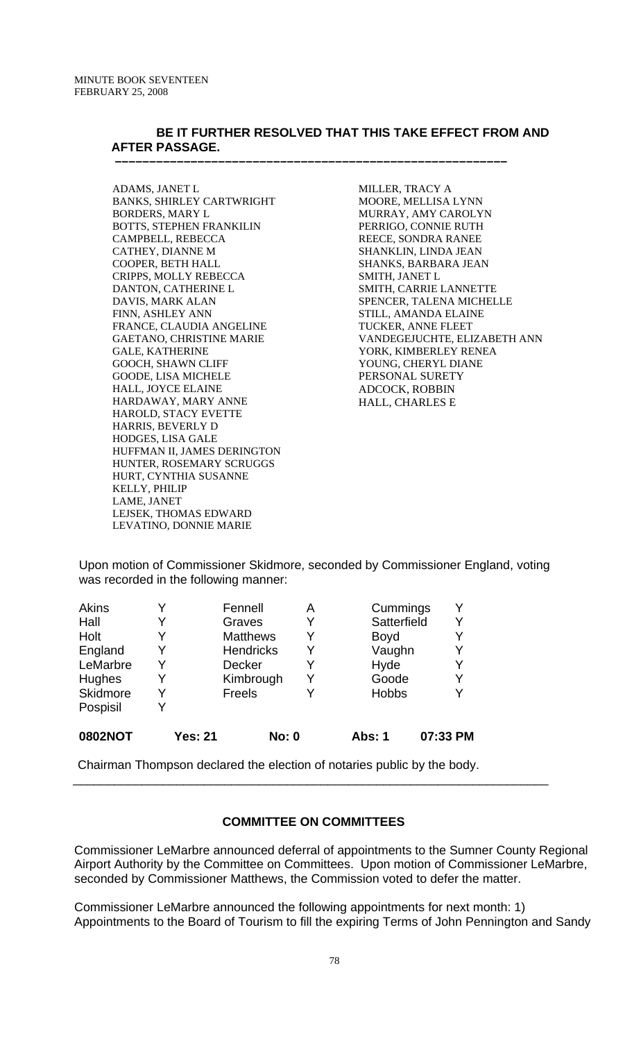**BE IT FURTHER RESOLVED THAT THIS TAKE EFFECT FROM AND AFTER PASSAGE.**

---

ADAMS, JANET L
BANKS, SHIRLEY CARTWRIGHT
BORDERS, MARY L
BOTTS, STEPHEN FRANKILIN
CAMPBELL, REBECCA
CATHEY, DIANNE M
COOPER, BETH HALL
CRIPPS, MOLLY REBECCA
DANTON, CATHERINE L
DAVIS, MARK ALAN
FINN, ASHLEY ANN
FRANCE, CLAUDIA ANGELINE
GAETANO, CHRISTINE MARIE
GALE, KATHERINE
GOOCH, SHAWN CLIFF
GOODE, LISA MICHELE
HALL, JOYCE ELAINE
HARDAWAY, MARY ANNE
HAROLD, STACY EVETTE
HARRIS, BEVERLY D
HODGES, LISA GALE
HUFFMAN II, JAMES DERINGTON
HUNTER, ROSEMARY SCRUGGS
HURT, CYNTHIA SUSANNE
KELLY, PHILIP
LAME, JANET
LEJSEK, THOMAS EDWARD
LEVATINO, DONNIE MARIE
MILLER, TRACY A
MOORE, MELLISA LYNN
MURRAY, AMY CAROLYN
PERRIGO, CONNIE RUTH
REECE, SONDRA RANEE
SHANKLIN, LINDA JEAN
SHANKS, BARBARA JEAN
SMITH, JANET L
SMITH, CARRIE LANNETTE
SPENCER, TALENA MICHELLE
STILL, AMANDA ELAINE
TUCKER, ANNE FLEET
VANDEGEJUCHTE, ELIZABETH ANN
YORK, KIMBERLEY RENEA
YOUNG, CHERYL DIANE
PERSONAL SURETY
ADCOCK, ROBBIN
HALL, CHARLES E

Upon motion of Commissioner Skidmore, seconded by Commissioner England, voting was recorded in the following manner:

| | | | | | |
|---|---|---|---|---|---|
| Akins | Y | Fennell | A | Cummings | Y |
| Hall | Y | Graves | Y | Satterfield | Y |
| Holt | Y | Matthews | Y | Boyd | Y |
| England | Y | Hendricks | Y | Vaughn | Y |
| LeMarbre | Y | Decker | Y | Hyde | Y |
| Hughes | Y | Kimbrough | Y | Goode | Y |
| Skidmore | Y | Freels | Y | Hobbs | Y |
| Pospisil | Y | | | | |

**0802NOT Yes: 21 No: 0 Abs: 1 07:33 PM**

Chairman Thompson declared the election of notaries public by the body.

---

**COMMITTEE ON COMMITTEES**

Commissioner LeMarbre announced deferral of appointments to the Sumner County Regional Airport Authority by the Committee on Committees. Upon motion of Commissioner LeMarbre, seconded by Commissioner Matthews, the Commission voted to defer the matter.

Commissioner LeMarbre announced the following appointments for next month: 1) Appointments to the Board of Tourism to fill the expiring Terms of John Pennington and Sandy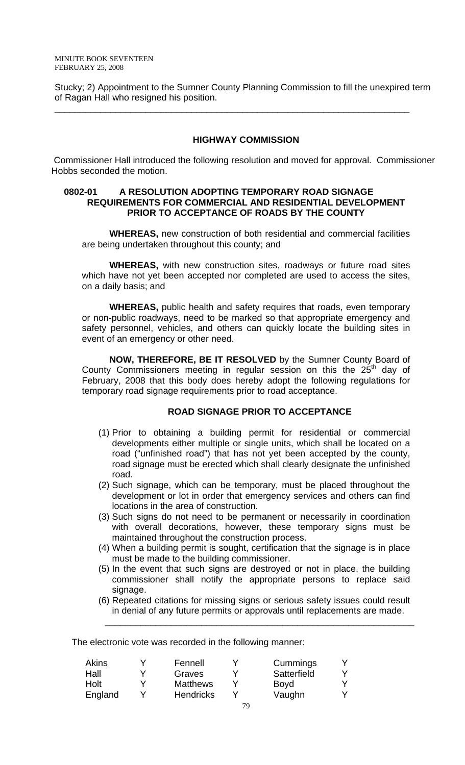Stucky; 2) Appointment to the Sumner County Planning Commission to fill the unexpired term of Ragan Hall who resigned his position.

---

## HIGHWAY COMMISSION

Commissioner Hall introduced the following resolution and moved for approval. Commissioner Hobbs seconded the motion.

### 0802-01 A RESOLUTION ADOPTING TEMPORARY ROAD SIGNAGE REQUIREMENTS FOR COMMERCIAL AND RESIDENTIAL DEVELOPMENT PRIOR TO ACCEPTANCE OF ROADS BY THE COUNTY

**WHEREAS,** new construction of both residential and commercial facilities are being undertaken throughout this county; and

**WHEREAS,** with new construction sites, roadways or future road sites which have not yet been accepted nor completed are used to access the sites, on a daily basis; and

**WHEREAS,** public health and safety requires that roads, even temporary or non-public roadways, need to be marked so that appropriate emergency and safety personnel, vehicles, and others can quickly locate the building sites in event of an emergency or other need.

**NOW, THEREFORE, BE IT RESOLVED** by the Sumner County Board of County Commissioners meeting in regular session on this the 25th day of February, 2008 that this body does hereby adopt the following regulations for temporary road signage requirements prior to road acceptance.

**ROAD SIGNAGE PRIOR TO ACCEPTANCE**

1. Prior to obtaining a building permit for residential or commercial developments either multiple or single units, which shall be located on a road ("unfinished road") that has not yet been accepted by the county, road signage must be erected which shall clearly designate the unfinished road.
2. Such signage, which can be temporary, must be placed throughout the development or lot in order that emergency services and others can find locations in the area of construction.
3. Such signs do not need to be permanent or necessarily in coordination with overall decorations, however, these temporary signs must be maintained throughout the construction process.
4. When a building permit is sought, certification that the signage is in place must be made to the building commissioner.
5. In the event that such signs are destroyed or not in place, the building commissioner shall notify the appropriate persons to replace said signage.
6. Repeated citations for missing signs or serious safety issues could result in denial of any future permits or approvals until replacements are made.

---

The electronic vote was recorded in the following manner:

| | | | | | |
|---|---|---|---|---|---|
| Akins | Y | Fennell | Y | Cummings | Y |
| Hall | Y | Graves | Y | Satterfield | Y |
| Holt | Y | Matthews | Y | Boyd | Y |
| England | Y | Hendricks | Y | Vaughn | Y |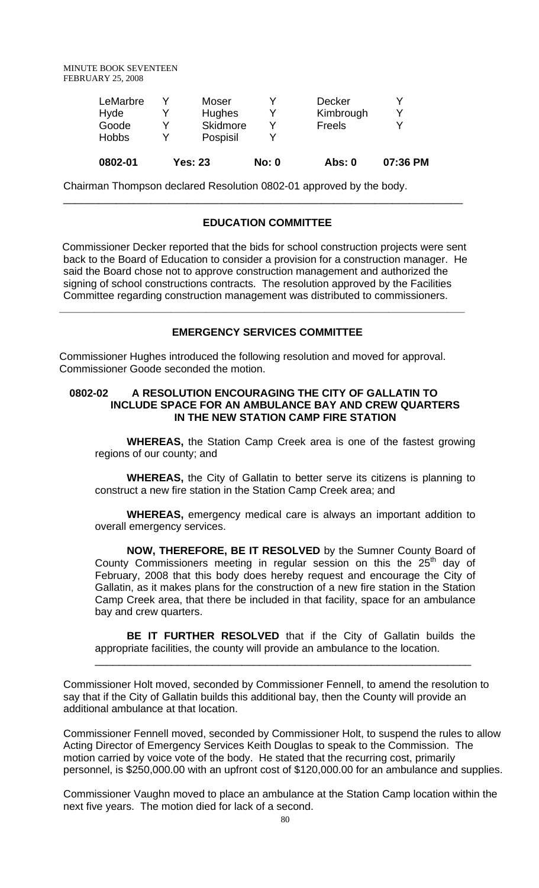| | | | | | |
|---|---|---|---|---|---|
| LeMarbre | Y | Moser | Y | Decker | Y |
| Hyde | Y | Hughes | Y | Kimbrough | Y |
| Goode | Y | Skidmore | Y | Freels | Y |
| Hobbs | Y | Pospisil | Y | | |
| **0802-01** | **Yes: 23** | | **No: 0** | **Abs: 0** | **07:36 PM** |

Chairman Thompson declared Resolution 0802-01 approved by the body.

## EDUCATION COMMITTEE

Commissioner Decker reported that the bids for school construction projects were sent back to the Board of Education to consider a provision for a construction manager. He said the Board chose not to approve construction management and authorized the signing of school constructions contracts. The resolution approved by the Facilities Committee regarding construction management was distributed to commissioners.

## EMERGENCY SERVICES COMMITTEE

Commissioner Hughes introduced the following resolution and moved for approval. Commissioner Goode seconded the motion.

**0802-02 A RESOLUTION ENCOURAGING THE CITY OF GALLATIN TO INCLUDE SPACE FOR AN AMBULANCE BAY AND CREW QUARTERS IN THE NEW STATION CAMP FIRE STATION**

**WHEREAS,** the Station Camp Creek area is one of the fastest growing regions of our county; and

**WHEREAS,** the City of Gallatin to better serve its citizens is planning to construct a new fire station in the Station Camp Creek area; and

**WHEREAS,** emergency medical care is always an important addition to overall emergency services.

**NOW, THEREFORE, BE IT RESOLVED** by the Sumner County Board of County Commissioners meeting in regular session on this the 25th day of February, 2008 that this body does hereby request and encourage the City of Gallatin, as it makes plans for the construction of a new fire station in the Station Camp Creek area, that there be included in that facility, space for an ambulance bay and crew quarters.

**BE IT FURTHER RESOLVED** that if the City of Gallatin builds the appropriate facilities, the county will provide an ambulance to the location.

Commissioner Holt moved, seconded by Commissioner Fennell, to amend the resolution to say that if the City of Gallatin builds this additional bay, then the County will provide an additional ambulance at that location.

Commissioner Fennell moved, seconded by Commissioner Holt, to suspend the rules to allow Acting Director of Emergency Services Keith Douglas to speak to the Commission. The motion carried by voice vote of the body. He stated that the recurring cost, primarily personnel, is $250,000.00 with an upfront cost of $120,000.00 for an ambulance and supplies.

Commissioner Vaughn moved to place an ambulance at the Station Camp location within the next five years. The motion died for lack of a second.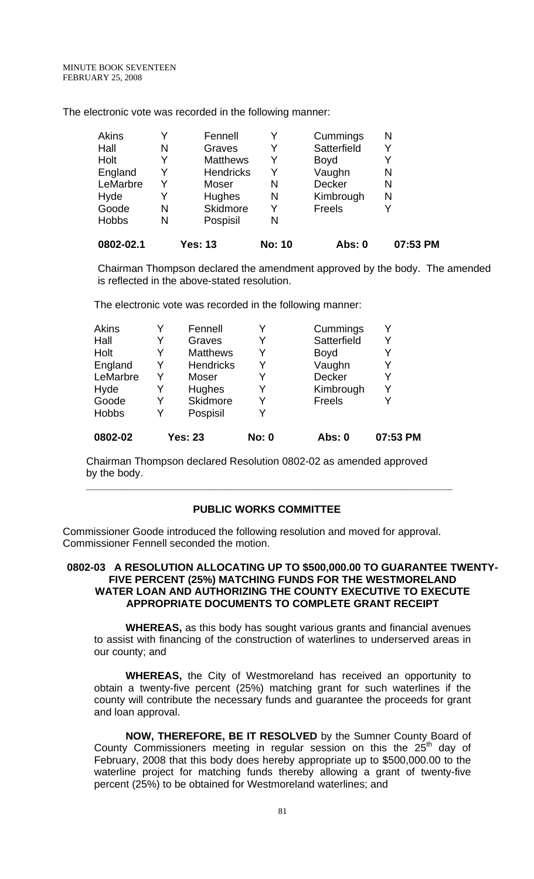The electronic vote was recorded in the following manner:

| | | | | | |
|---|---|---|---|---|---|
| Akins | Y | Fennell | Y | Cummings | N |
| Hall | N | Graves | Y | Satterfield | Y |
| Holt | Y | Matthews | Y | Boyd | Y |
| England | Y | Hendricks | Y | Vaughn | N |
| LeMarbre | Y | Moser | N | Decker | N |
| Hyde | Y | Hughes | N | Kimbrough | N |
| Goode | N | Skidmore | Y | Freels | Y |
| Hobbs | N | Pospisil | N | | |

**0802-02.1 Yes: 13 No: 10 Abs: 0 07:53 PM**

Chairman Thompson declared the amendment approved by the body. The amended is reflected in the above-stated resolution.

The electronic vote was recorded in the following manner:

| | | | | | |
|---|---|---|---|---|---|
| Akins | Y | Fennell | Y | Cummings | Y |
| Hall | Y | Graves | Y | Satterfield | Y |
| Holt | Y | Matthews | Y | Boyd | Y |
| England | Y | Hendricks | Y | Vaughn | Y |
| LeMarbre | Y | Moser | Y | Decker | Y |
| Hyde | Y | Hughes | Y | Kimbrough | Y |
| Goode | Y | Skidmore | Y | Freels | Y |
| Hobbs | Y | Pospisil | Y | | |

**0802-02 Yes: 23 No: 0 Abs: 0 07:53 PM**

Chairman Thompson declared Resolution 0802-02 as amended approved by the body.

---

## PUBLIC WORKS COMMITTEE

Commissioner Goode introduced the following resolution and moved for approval. Commissioner Fennell seconded the motion.

**0802-03 A RESOLUTION ALLOCATING UP TO $500,000.00 TO GUARANTEE TWENTY-FIVE PERCENT (25%) MATCHING FUNDS FOR THE WESTMORELAND WATER LOAN AND AUTHORIZING THE COUNTY EXECUTIVE TO EXECUTE APPROPRIATE DOCUMENTS TO COMPLETE GRANT RECEIPT**

**WHEREAS,** as this body has sought various grants and financial avenues to assist with financing of the construction of waterlines to underserved areas in our county; and

**WHEREAS,** the City of Westmoreland has received an opportunity to obtain a twenty-five percent (25%) matching grant for such waterlines if the county will contribute the necessary funds and guarantee the proceeds for grant and loan approval.

**NOW, THEREFORE, BE IT RESOLVED** by the Sumner County Board of County Commissioners meeting in regular session on this the 25th day of February, 2008 that this body does hereby appropriate up to $500,000.00 to the waterline project for matching funds thereby allowing a grant of twenty-five percent (25%) to be obtained for Westmoreland waterlines; and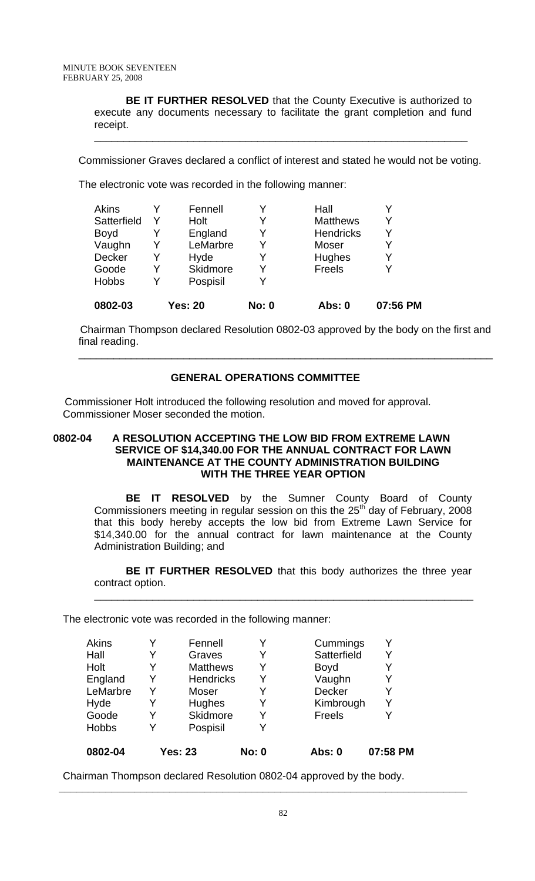**BE IT FURTHER RESOLVED** that the County Executive is authorized to execute any documents necessary to facilitate the grant completion and fund receipt.

---

Commissioner Graves declared a conflict of interest and stated he would not be voting.

The electronic vote was recorded in the following manner:

| | | | | | |
|---|---|---|---|---|---|
| Akins | Y | Fennell | Y | Hall | Y |
| Satterfield | Y | Holt | Y | Matthews | Y |
| Boyd | Y | England | Y | Hendricks | Y |
| Vaughn | Y | LeMarbre | Y | Moser | Y |
| Decker | Y | Hyde | Y | Hughes | Y |
| Goode | Y | Skidmore | Y | Freels | Y |
| Hobbs | Y | Pospisil | Y | | |
| **0802-03** | | **Yes: 20** | **No: 0** | **Abs: 0** | **07:56 PM** |

Chairman Thompson declared Resolution 0802-03 approved by the body on the first and final reading.

---

## GENERAL OPERATIONS COMMITTEE

Commissioner Holt introduced the following resolution and moved for approval. Commissioner Moser seconded the motion.

**0802-04 A RESOLUTION ACCEPTING THE LOW BID FROM EXTREME LAWN SERVICE OF $14,340.00 FOR THE ANNUAL CONTRACT FOR LAWN MAINTENANCE AT THE COUNTY ADMINISTRATION BUILDING WITH THE THREE YEAR OPTION**

**BE IT RESOLVED** by the Sumner County Board of County Commissioners meeting in regular session on this the 25th day of February, 2008 that this body hereby accepts the low bid from Extreme Lawn Service for $14,340.00 for the annual contract for lawn maintenance at the County Administration Building; and

**BE IT FURTHER RESOLVED** that this body authorizes the three year contract option.

---

The electronic vote was recorded in the following manner:

| | | | | | |
|---|---|---|---|---|---|
| Akins | Y | Fennell | Y | Cummings | Y |
| Hall | Y | Graves | Y | Satterfield | Y |
| Holt | Y | Matthews | Y | Boyd | Y |
| England | Y | Hendricks | Y | Vaughn | Y |
| LeMarbre | Y | Moser | Y | Decker | Y |
| Hyde | Y | Hughes | Y | Kimbrough | Y |
| Goode | Y | Skidmore | Y | Freels | Y |
| Hobbs | Y | Pospisil | Y | | |
| **0802-04** | | **Yes: 23** | **No: 0** | **Abs: 0** | **07:58 PM** |

Chairman Thompson declared Resolution 0802-04 approved by the body.

---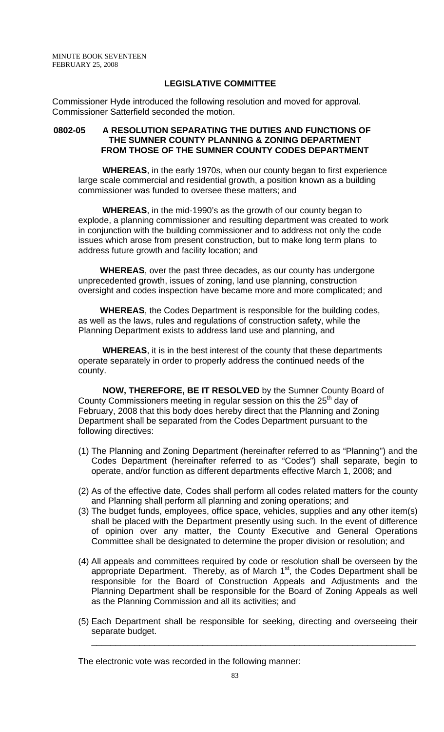## LEGISLATIVE COMMITTEE

Commissioner Hyde introduced the following resolution and moved for approval. Commissioner Satterfield seconded the motion.

**0802-05 A RESOLUTION SEPARATING THE DUTIES AND FUNCTIONS OF THE SUMNER COUNTY PLANNING & ZONING DEPARTMENT FROM THOSE OF THE SUMNER COUNTY CODES DEPARTMENT**

**WHEREAS**, in the early 1970s, when our county began to first experience large scale commercial and residential growth, a position known as a building commissioner was funded to oversee these matters; and

**WHEREAS**, in the mid-1990's as the growth of our county began to explode, a planning commissioner and resulting department was created to work in conjunction with the building commissioner and to address not only the code issues which arose from present construction, but to make long term plans to address future growth and facility location; and

**WHEREAS**, over the past three decades, as our county has undergone unprecedented growth, issues of zoning, land use planning, construction oversight and codes inspection have became more and more complicated; and

**WHEREAS**, the Codes Department is responsible for the building codes, as well as the laws, rules and regulations of construction safety, while the Planning Department exists to address land use and planning, and

**WHEREAS**, it is in the best interest of the county that these departments operate separately in order to properly address the continued needs of the county.

**NOW, THEREFORE, BE IT RESOLVED** by the Sumner County Board of County Commissioners meeting in regular session on this the 25th day of February, 2008 that this body does hereby direct that the Planning and Zoning Department shall be separated from the Codes Department pursuant to the following directives:

(1) The Planning and Zoning Department (hereinafter referred to as "Planning") and the Codes Department (hereinafter referred to as "Codes") shall separate, begin to operate, and/or function as different departments effective March 1, 2008; and

(2) As of the effective date, Codes shall perform all codes related matters for the county and Planning shall perform all planning and zoning operations; and

(3) The budget funds, employees, office space, vehicles, supplies and any other item(s) shall be placed with the Department presently using such. In the event of difference of opinion over any matter, the County Executive and General Operations Committee shall be designated to determine the proper division or resolution; and

(4) All appeals and committees required by code or resolution shall be overseen by the appropriate Department. Thereby, as of March 1st, the Codes Department shall be responsible for the Board of Construction Appeals and Adjustments and the Planning Department shall be responsible for the Board of Zoning Appeals as well as the Planning Commission and all its activities; and

(5) Each Department shall be responsible for seeking, directing and overseeing their separate budget.

---

The electronic vote was recorded in the following manner: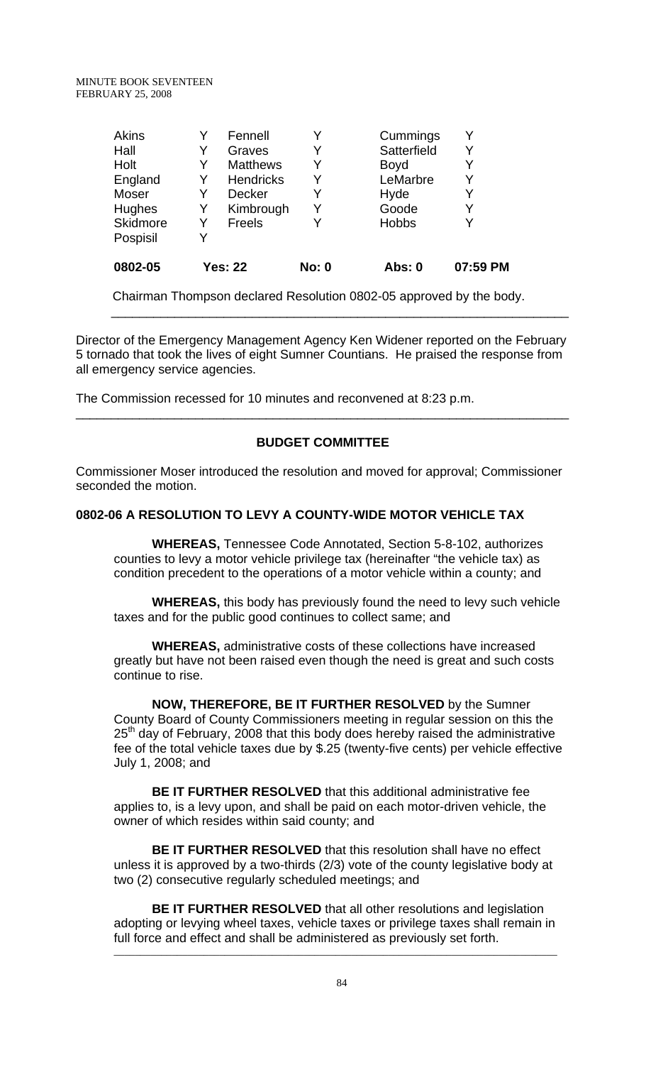| | | | | | |
|---|---|---|---|---|---|
| Akins | Y | Fennell | Y | Cummings | Y |
| Hall | Y | Graves | Y | Satterfield | Y |
| Holt | Y | Matthews | Y | Boyd | Y |
| England | Y | Hendricks | Y | LeMarbre | Y |
| Moser | Y | Decker | Y | Hyde | Y |
| Hughes | Y | Kimbrough | Y | Goode | Y |
| Skidmore | Y | Freels | Y | Hobbs | Y |
| Pospisil | Y | | | | |
| **0802-05** | **Yes: 22** | | **No: 0** | **Abs: 0** | **07:59 PM** |

Chairman Thompson declared Resolution 0802-05 approved by the body.

---

Director of the Emergency Management Agency Ken Widener reported on the February 5 tornado that took the lives of eight Sumner Countians. He praised the response from all emergency service agencies.

The Commission recessed for 10 minutes and reconvened at 8:23 p.m.

---

**BUDGET COMMITTEE**

Commissioner Moser introduced the resolution and moved for approval; Commissioner seconded the motion.

**0802-06 A RESOLUTION TO LEVY A COUNTY-WIDE MOTOR VEHICLE TAX**

**WHEREAS,** Tennessee Code Annotated, Section 5-8-102, authorizes counties to levy a motor vehicle privilege tax (hereinafter "the vehicle tax) as condition precedent to the operations of a motor vehicle within a county; and

**WHEREAS,** this body has previously found the need to levy such vehicle taxes and for the public good continues to collect same; and

**WHEREAS,** administrative costs of these collections have increased greatly but have not been raised even though the need is great and such costs continue to rise.

**NOW, THEREFORE, BE IT FURTHER RESOLVED** by the Sumner County Board of County Commissioners meeting in regular session on this the 25th day of February, 2008 that this body does hereby raised the administrative fee of the total vehicle taxes due by $.25 (twenty-five cents) per vehicle effective July 1, 2008; and

**BE IT FURTHER RESOLVED** that this additional administrative fee applies to, is a levy upon, and shall be paid on each motor-driven vehicle, the owner of which resides within said county; and

**BE IT FURTHER RESOLVED** that this resolution shall have no effect unless it is approved by a two-thirds (2/3) vote of the county legislative body at two (2) consecutive regularly scheduled meetings; and

**BE IT FURTHER RESOLVED** that all other resolutions and legislation adopting or levying wheel taxes, vehicle taxes or privilege taxes shall remain in full force and effect and shall be administered as previously set forth.

---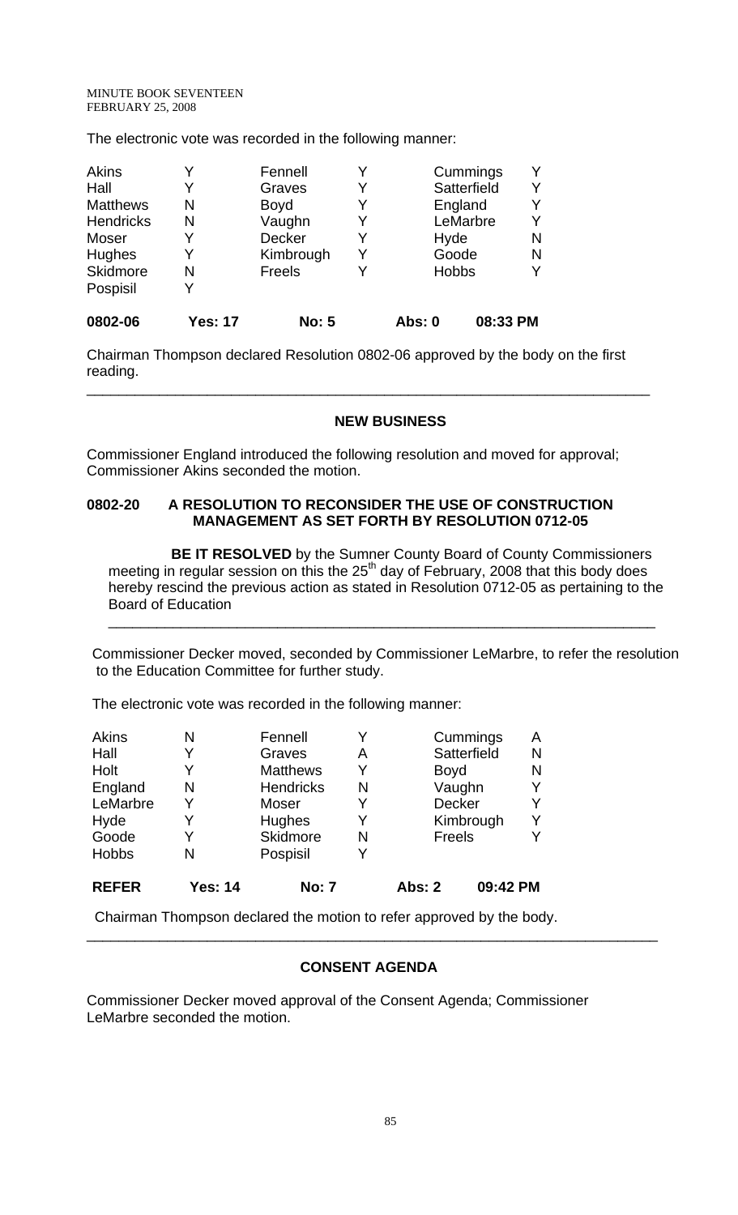The electronic vote was recorded in the following manner:

| | | | | | |
|---|---|---|---|---|---|
| Akins | Y | Fennell | Y | Cummings | Y |
| Hall | Y | Graves | Y | Satterfield | Y |
| Matthews | N | Boyd | Y | England | Y |
| Hendricks | N | Vaughn | Y | LeMarbre | Y |
| Moser | Y | Decker | Y | Hyde | N |
| Hughes | Y | Kimbrough | Y | Goode | N |
| Skidmore | N | Freels | Y | Hobbs | Y |
| Pospisil | Y | | | | |
| **0802-06** | **Yes: 17** | **No: 5** | | **Abs: 0** | **08:33 PM** |

Chairman Thompson declared Resolution 0802-06 approved by the body on the first reading.

---

## NEW BUSINESS

Commissioner England introduced the following resolution and moved for approval; Commissioner Akins seconded the motion.

### 0802-20 A RESOLUTION TO RECONSIDER THE USE OF CONSTRUCTION MANAGEMENT AS SET FORTH BY RESOLUTION 0712-05

**BE IT RESOLVED** by the Sumner County Board of County Commissioners meeting in regular session on this the 25th day of February, 2008 that this body does hereby rescind the previous action as stated in Resolution 0712-05 as pertaining to the Board of Education

---

Commissioner Decker moved, seconded by Commissioner LeMarbre, to refer the resolution to the Education Committee for further study.

The electronic vote was recorded in the following manner:

| | | | | | |
|---|---|---|---|---|---|
| Akins | N | Fennell | Y | Cummings | A |
| Hall | Y | Graves | A | Satterfield | N |
| Holt | Y | Matthews | Y | Boyd | N |
| England | N | Hendricks | N | Vaughn | Y |
| LeMarbre | Y | Moser | Y | Decker | Y |
| Hyde | Y | Hughes | Y | Kimbrough | Y |
| Goode | Y | Skidmore | N | Freels | Y |
| Hobbs | N | Pospisil | Y | | |
| **REFER** | **Yes: 14** | **No: 7** | | **Abs: 2** | **09:42 PM** |

Chairman Thompson declared the motion to refer approved by the body.

---

## CONSENT AGENDA

Commissioner Decker moved approval of the Consent Agenda; Commissioner LeMarbre seconded the motion.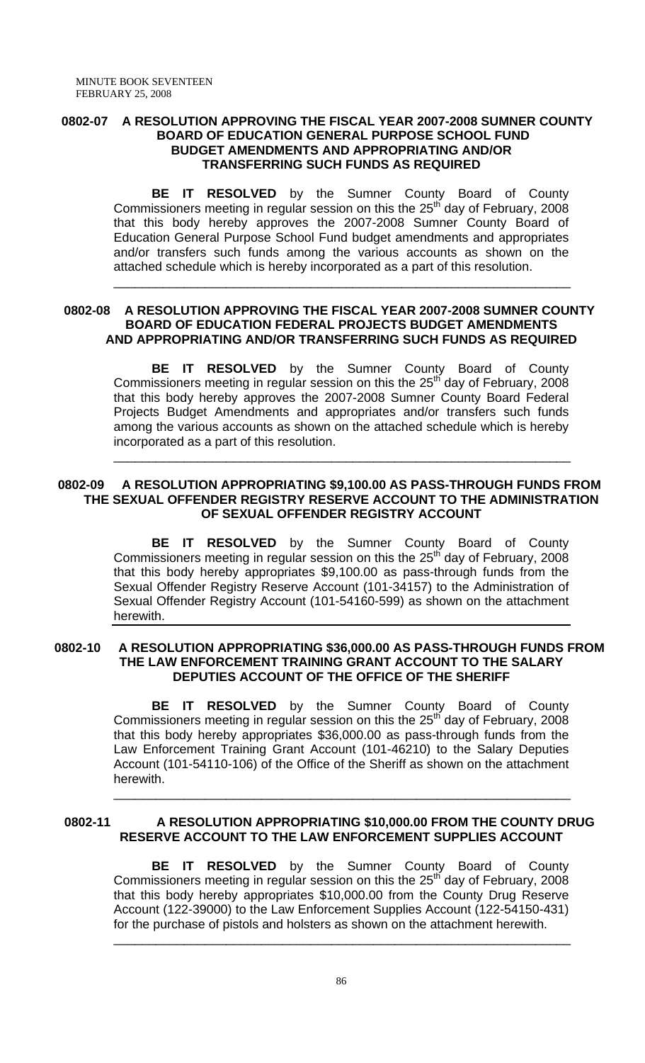**0802-07 A RESOLUTION APPROVING THE FISCAL YEAR 2007-2008 SUMNER COUNTY BOARD OF EDUCATION GENERAL PURPOSE SCHOOL FUND BUDGET AMENDMENTS AND APPROPRIATING AND/OR TRANSFERRING SUCH FUNDS AS REQUIRED**

**BE IT RESOLVED** by the Sumner County Board of County Commissioners meeting in regular session on this the 25th day of February, 2008 that this body hereby approves the 2007-2008 Sumner County Board of Education General Purpose School Fund budget amendments and appropriates and/or transfers such funds among the various accounts as shown on the attached schedule which is hereby incorporated as a part of this resolution.

---

**0802-08 A RESOLUTION APPROVING THE FISCAL YEAR 2007-2008 SUMNER COUNTY BOARD OF EDUCATION FEDERAL PROJECTS BUDGET AMENDMENTS AND APPROPRIATING AND/OR TRANSFERRING SUCH FUNDS AS REQUIRED**

**BE IT RESOLVED** by the Sumner County Board of County Commissioners meeting in regular session on this the 25th day of February, 2008 that this body hereby approves the 2007-2008 Sumner County Board Federal Projects Budget Amendments and appropriates and/or transfers such funds among the various accounts as shown on the attached schedule which is hereby incorporated as a part of this resolution.

---

**0802-09 A RESOLUTION APPROPRIATING $9,100.00 AS PASS-THROUGH FUNDS FROM THE SEXUAL OFFENDER REGISTRY RESERVE ACCOUNT TO THE ADMINISTRATION OF SEXUAL OFFENDER REGISTRY ACCOUNT**

**BE IT RESOLVED** by the Sumner County Board of County Commissioners meeting in regular session on this the 25th day of February, 2008 that this body hereby appropriates $9,100.00 as pass-through funds from the Sexual Offender Registry Reserve Account (101-34157) to the Administration of Sexual Offender Registry Account (101-54160-599) as shown on the attachment herewith.

---

**0802-10 A RESOLUTION APPROPRIATING $36,000.00 AS PASS-THROUGH FUNDS FROM THE LAW ENFORCEMENT TRAINING GRANT ACCOUNT TO THE SALARY DEPUTIES ACCOUNT OF THE OFFICE OF THE SHERIFF**

**BE IT RESOLVED** by the Sumner County Board of County Commissioners meeting in regular session on this the 25th day of February, 2008 that this body hereby appropriates $36,000.00 as pass-through funds from the Law Enforcement Training Grant Account (101-46210) to the Salary Deputies Account (101-54110-106) of the Office of the Sheriff as shown on the attachment herewith.

---

**0802-11 A RESOLUTION APPROPRIATING $10,000.00 FROM THE COUNTY DRUG RESERVE ACCOUNT TO THE LAW ENFORCEMENT SUPPLIES ACCOUNT**

**BE IT RESOLVED** by the Sumner County Board of County Commissioners meeting in regular session on this the 25th day of February, 2008 that this body hereby appropriates $10,000.00 from the County Drug Reserve Account (122-39000) to the Law Enforcement Supplies Account (122-54150-431) for the purchase of pistols and holsters as shown on the attachment herewith.

---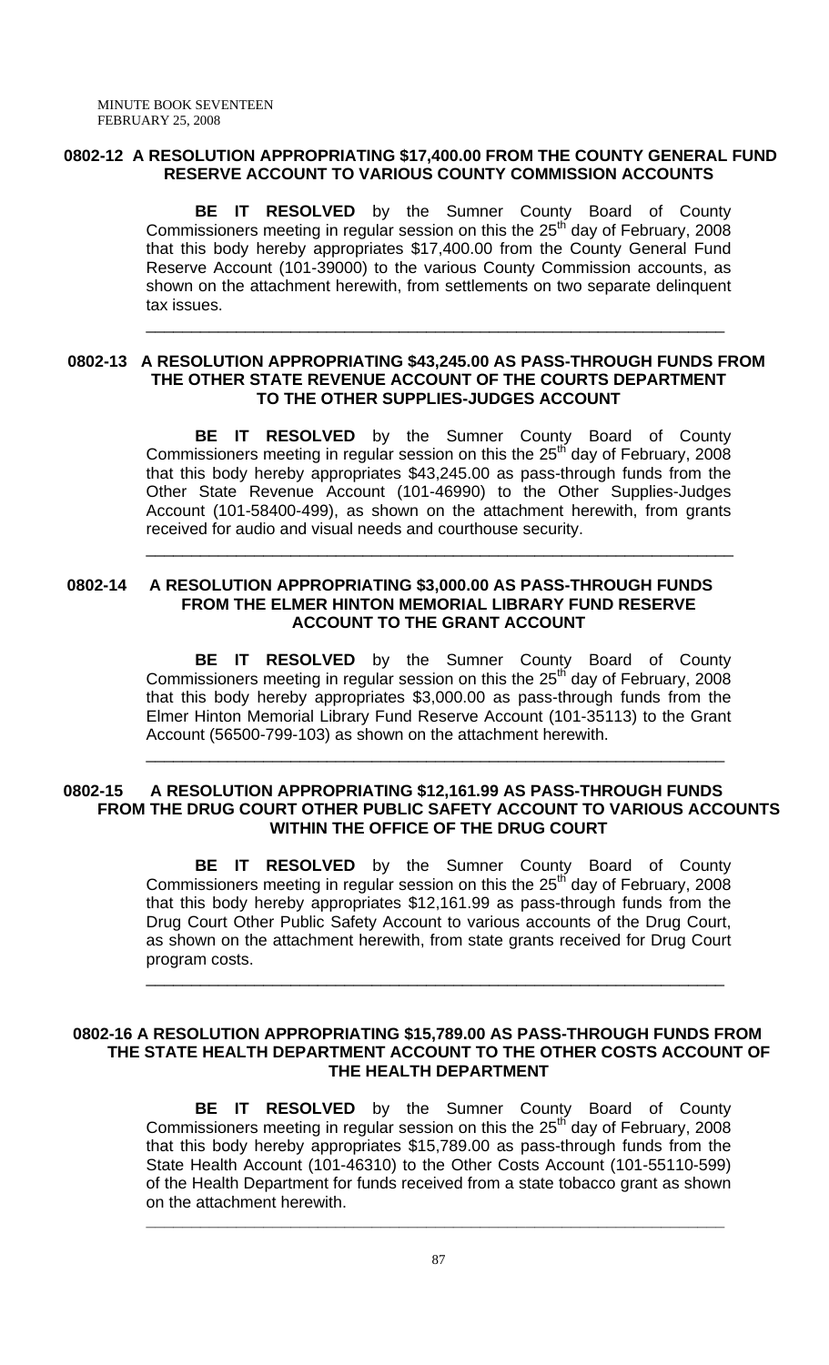### 0802-12 A RESOLUTION APPROPRIATING $17,400.00 FROM THE COUNTY GENERAL FUND RESERVE ACCOUNT TO VARIOUS COUNTY COMMISSION ACCOUNTS

**BE IT RESOLVED** by the Sumner County Board of County Commissioners meeting in regular session on this the 25th day of February, 2008 that this body hereby appropriates $17,400.00 from the County General Fund Reserve Account (101-39000) to the various County Commission accounts, as shown on the attachment herewith, from settlements on two separate delinquent tax issues.

---

### 0802-13 A RESOLUTION APPROPRIATING $43,245.00 AS PASS-THROUGH FUNDS FROM THE OTHER STATE REVENUE ACCOUNT OF THE COURTS DEPARTMENT TO THE OTHER SUPPLIES-JUDGES ACCOUNT

**BE IT RESOLVED** by the Sumner County Board of County Commissioners meeting in regular session on this the 25th day of February, 2008 that this body hereby appropriates $43,245.00 as pass-through funds from the Other State Revenue Account (101-46990) to the Other Supplies-Judges Account (101-58400-499), as shown on the attachment herewith, from grants received for audio and visual needs and courthouse security.

---

### 0802-14 A RESOLUTION APPROPRIATING $3,000.00 AS PASS-THROUGH FUNDS FROM THE ELMER HINTON MEMORIAL LIBRARY FUND RESERVE ACCOUNT TO THE GRANT ACCOUNT

**BE IT RESOLVED** by the Sumner County Board of County Commissioners meeting in regular session on this the 25th day of February, 2008 that this body hereby appropriates $3,000.00 as pass-through funds from the Elmer Hinton Memorial Library Fund Reserve Account (101-35113) to the Grant Account (56500-799-103) as shown on the attachment herewith.

---

### 0802-15 A RESOLUTION APPROPRIATING $12,161.99 AS PASS-THROUGH FUNDS FROM THE DRUG COURT OTHER PUBLIC SAFETY ACCOUNT TO VARIOUS ACCOUNTS WITHIN THE OFFICE OF THE DRUG COURT

**BE IT RESOLVED** by the Sumner County Board of County Commissioners meeting in regular session on this the 25th day of February, 2008 that this body hereby appropriates $12,161.99 as pass-through funds from the Drug Court Other Public Safety Account to various accounts of the Drug Court, as shown on the attachment herewith, from state grants received for Drug Court program costs.

---

### 0802-16 A RESOLUTION APPROPRIATING $15,789.00 AS PASS-THROUGH FUNDS FROM THE STATE HEALTH DEPARTMENT ACCOUNT TO THE OTHER COSTS ACCOUNT OF THE HEALTH DEPARTMENT

**BE IT RESOLVED** by the Sumner County Board of County Commissioners meeting in regular session on this the 25th day of February, 2008 that this body hereby appropriates $15,789.00 as pass-through funds from the State Health Account (101-46310) to the Other Costs Account (101-55110-599) of the Health Department for funds received from a state tobacco grant as shown on the attachment herewith.

---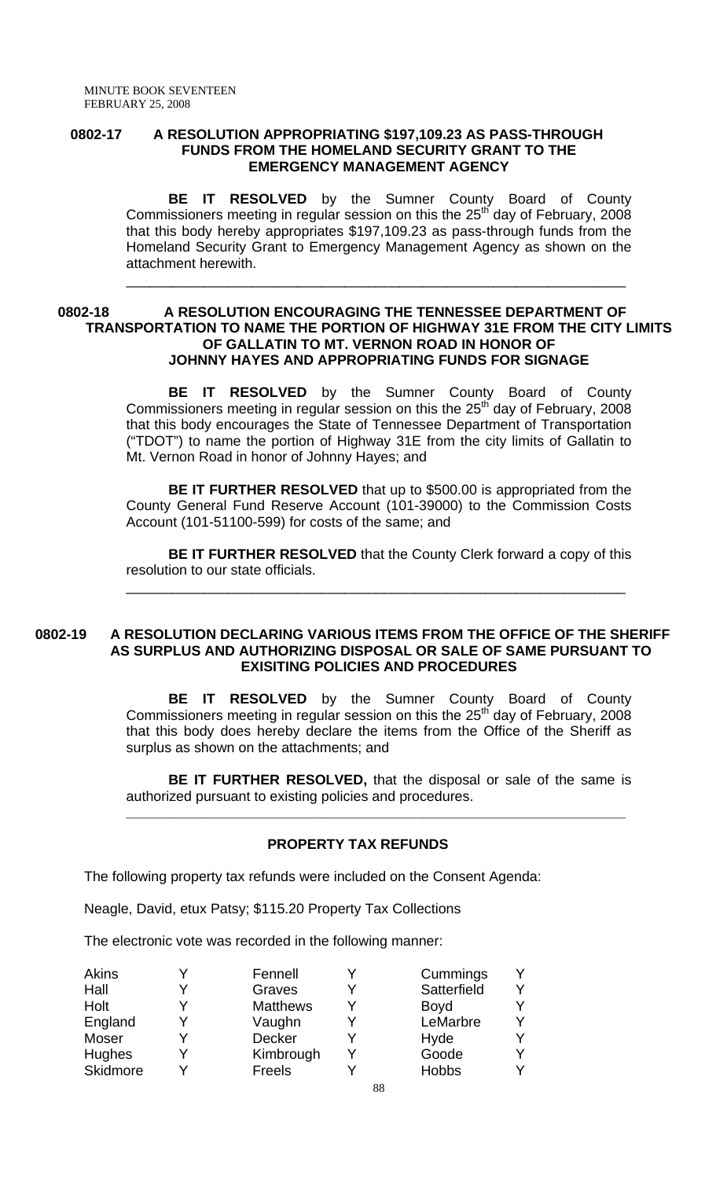**0802-17 A RESOLUTION APPROPRIATING \$197,109.23 AS PASS-THROUGH FUNDS FROM THE HOMELAND SECURITY GRANT TO THE EMERGENCY MANAGEMENT AGENCY**

**BE IT RESOLVED** by the Sumner County Board of County Commissioners meeting in regular session on this the 25th day of February, 2008 that this body hereby appropriates \$197,109.23 as pass-through funds from the Homeland Security Grant to Emergency Management Agency as shown on the attachment herewith.

---

**0802-18 A RESOLUTION ENCOURAGING THE TENNESSEE DEPARTMENT OF TRANSPORTATION TO NAME THE PORTION OF HIGHWAY 31E FROM THE CITY LIMITS OF GALLATIN TO MT. VERNON ROAD IN HONOR OF JOHNNY HAYES AND APPROPRIATING FUNDS FOR SIGNAGE**

**BE IT RESOLVED** by the Sumner County Board of County Commissioners meeting in regular session on this the 25th day of February, 2008 that this body encourages the State of Tennessee Department of Transportation ("TDOT") to name the portion of Highway 31E from the city limits of Gallatin to Mt. Vernon Road in honor of Johnny Hayes; and

**BE IT FURTHER RESOLVED** that up to \$500.00 is appropriated from the County General Fund Reserve Account (101-39000) to the Commission Costs Account (101-51100-599) for costs of the same; and

**BE IT FURTHER RESOLVED** that the County Clerk forward a copy of this resolution to our state officials.

---

**0802-19 A RESOLUTION DECLARING VARIOUS ITEMS FROM THE OFFICE OF THE SHERIFF AS SURPLUS AND AUTHORIZING DISPOSAL OR SALE OF SAME PURSUANT TO EXISITING POLICIES AND PROCEDURES**

**BE IT RESOLVED** by the Sumner County Board of County Commissioners meeting in regular session on this the 25th day of February, 2008 that this body does hereby declare the items from the Office of the Sheriff as surplus as shown on the attachments; and

**BE IT FURTHER RESOLVED,** that the disposal or sale of the same is authorized pursuant to existing policies and procedures.

---

**PROPERTY TAX REFUNDS**

The following property tax refunds were included on the Consent Agenda:

Neagle, David, etux Patsy; \$115.20 Property Tax Collections

The electronic vote was recorded in the following manner:

| | | | | | |
|---|---|---|---|---|---|
| Akins | Y | Fennell | Y | Cummings | Y |
| Hall | Y | Graves | Y | Satterfield | Y |
| Holt | Y | Matthews | Y | Boyd | Y |
| England | Y | Vaughn | Y | LeMarbre | Y |
| Moser | Y | Decker | Y | Hyde | Y |
| Hughes | Y | Kimbrough | Y | Goode | Y |
| Skidmore | Y | Freels | Y | Hobbs | Y |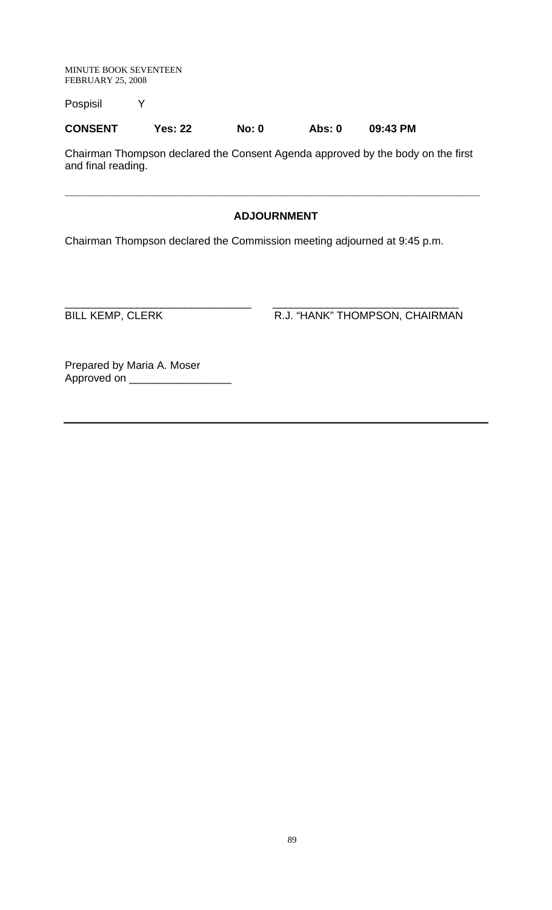Pospisil Y

**CONSENT Yes: 22 No: 0 Abs: 0 09:43 PM**

Chairman Thompson declared the Consent Agenda approved by the body on the first and final reading.

---

## ADJOURNMENT

Chairman Thompson declared the Commission meeting adjourned at 9:45 p.m.

______________________________ ______________________________
BILL KEMP, CLERK R.J. "HANK" THOMPSON, CHAIRMAN

Prepared by Maria A. Moser
Approved on ________________